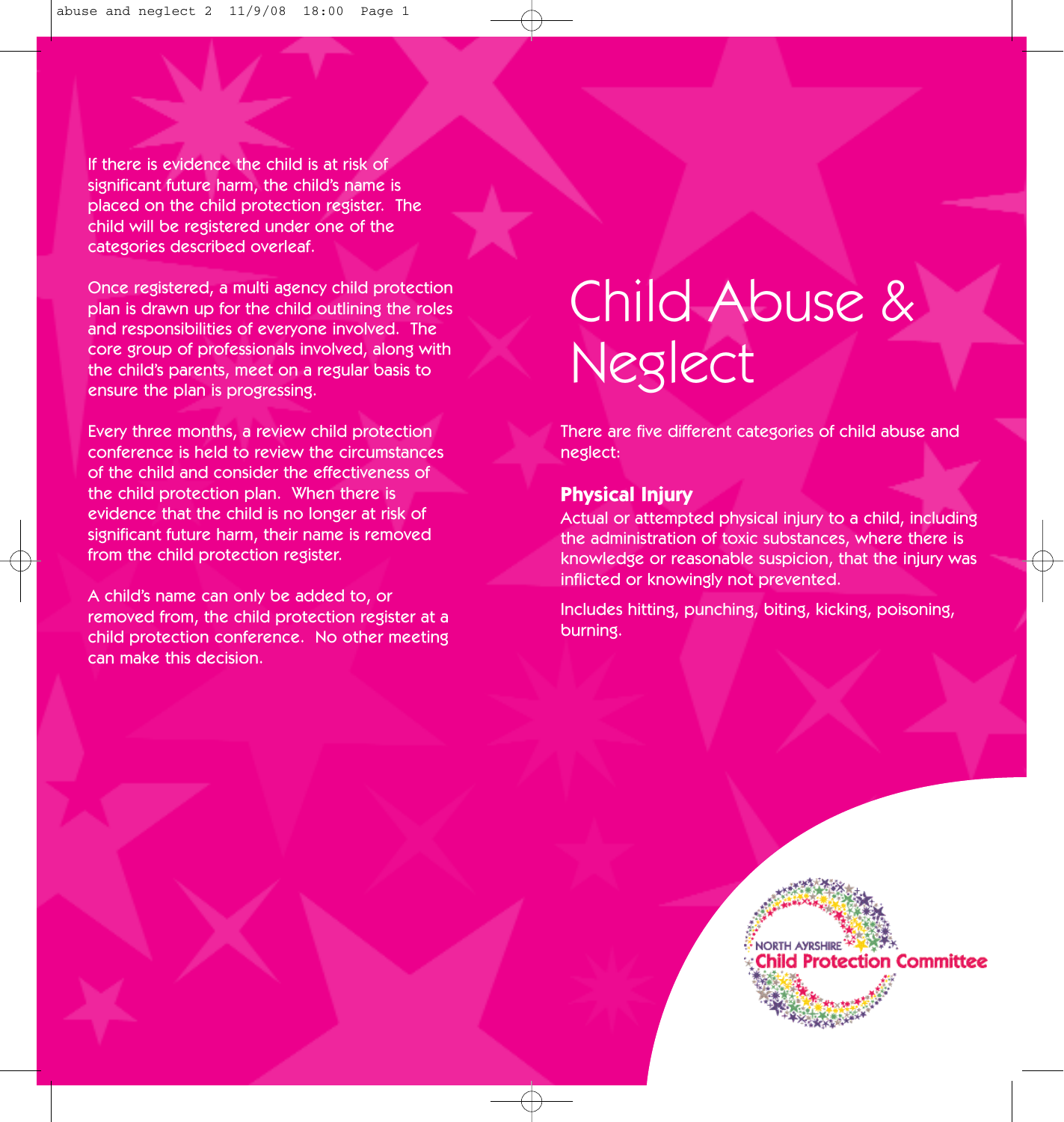If there is evidence the child is at risk of significant future harm, the child's name is placed on the child protection register. The child will be registered under one of the categories described overleaf.

Once registered, a multi agency child protection plan is drawn up for the child outlining the roles and responsibilities of everyone involved. The core group of professionals involved, along with the child's parents, meet on a regular basis to ensure the plan is progressing.

Every three months, a review child protection conference is held to review the circumstances of the child and consider the effectiveness of the child protection plan. When there is evidence that the child is no longer at risk of significant future harm, their name is removed from the child protection register.

A child's name can only be added to, or removed from, the child protection register at a child protection conference. No other meeting can make this decision.

# Child Abuse & Neglect

There are five different categories of child abuse and neglect:

## Physical Injury

Actual or attempted physical injury to a child, including the administration of toxic substances, where there is knowledge or reasonable suspicion, that the injury was inflicted or knowingly not prevented.

Includes hitting, punching, biting, kicking, poisoning, burning.

NORTH AYRSHIRE
Child Protection Committee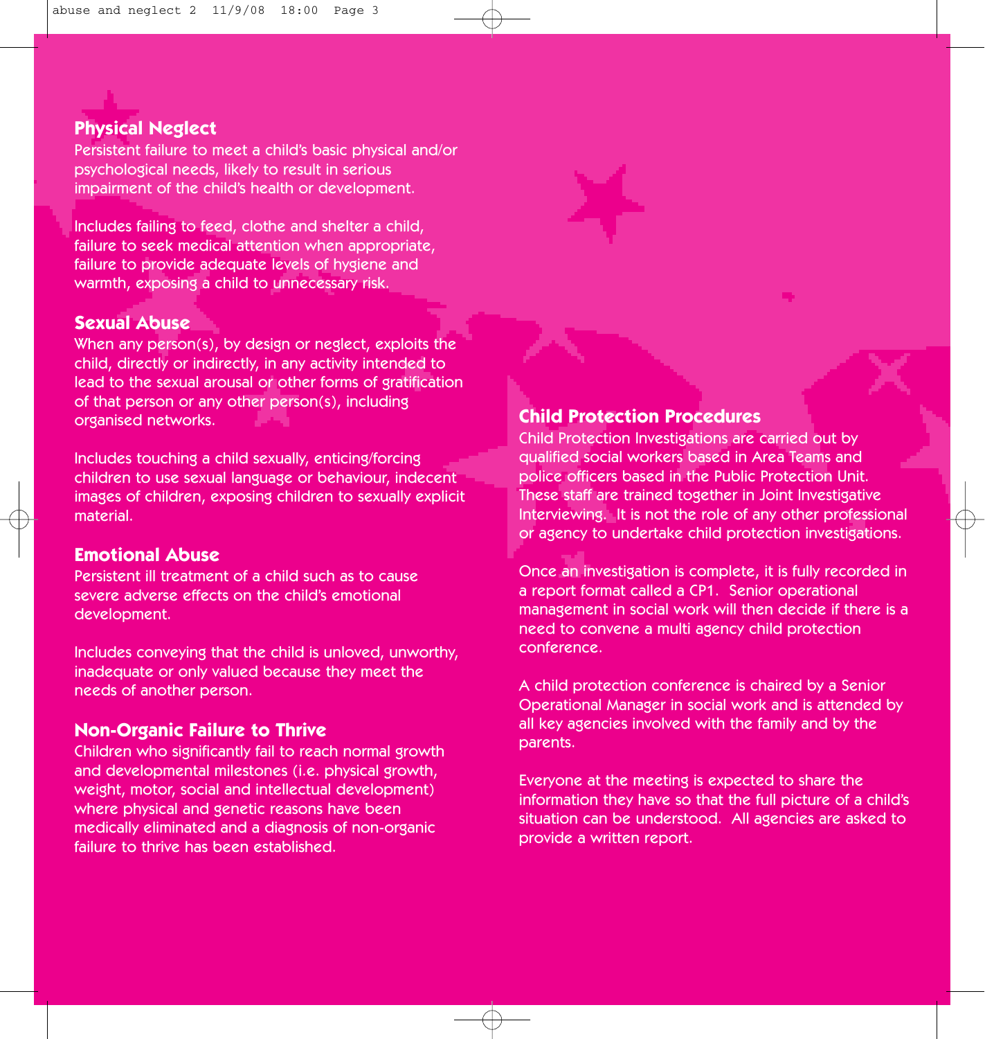## Physical Neglect

Persistent failure to meet a child's basic physical and/or psychological needs, likely to result in serious impairment of the child's health or development.

Includes failing to feed, clothe and shelter a child, failure to seek medical attention when appropriate, failure to provide adequate levels of hygiene and warmth, exposing a child to unnecessary risk.

## Sexual Abuse

When any person(s), by design or neglect, exploits the child, directly or indirectly, in any activity intended to lead to the sexual arousal or other forms of gratification of that person or any other person(s), including organised networks.

Includes touching a child sexually, enticing/forcing children to use sexual language or behaviour, indecent images of children, exposing children to sexually explicit material.

## Emotional Abuse

Persistent ill treatment of a child such as to cause severe adverse effects on the child's emotional development.

Includes conveying that the child is unloved, unworthy, inadequate or only valued because they meet the needs of another person.

## Non-Organic Failure to Thrive

Children who significantly fail to reach normal growth and developmental milestones (i.e. physical growth, weight, motor, social and intellectual development) where physical and genetic reasons have been medically eliminated and a diagnosis of non-organic failure to thrive has been established.

## Child Protection Procedures

Child Protection Investigations are carried out by qualified social workers based in Area Teams and police officers based in the Public Protection Unit. These staff are trained together in Joint Investigative Interviewing. It is not the role of any other professional or agency to undertake child protection investigations.

Once an investigation is complete, it is fully recorded in a report format called a CP1. Senior operational management in social work will then decide if there is a need to convene a multi agency child protection conference.

A child protection conference is chaired by a Senior Operational Manager in social work and is attended by all key agencies involved with the family and by the parents.

Everyone at the meeting is expected to share the information they have so that the full picture of a child's situation can be understood. All agencies are asked to provide a written report.